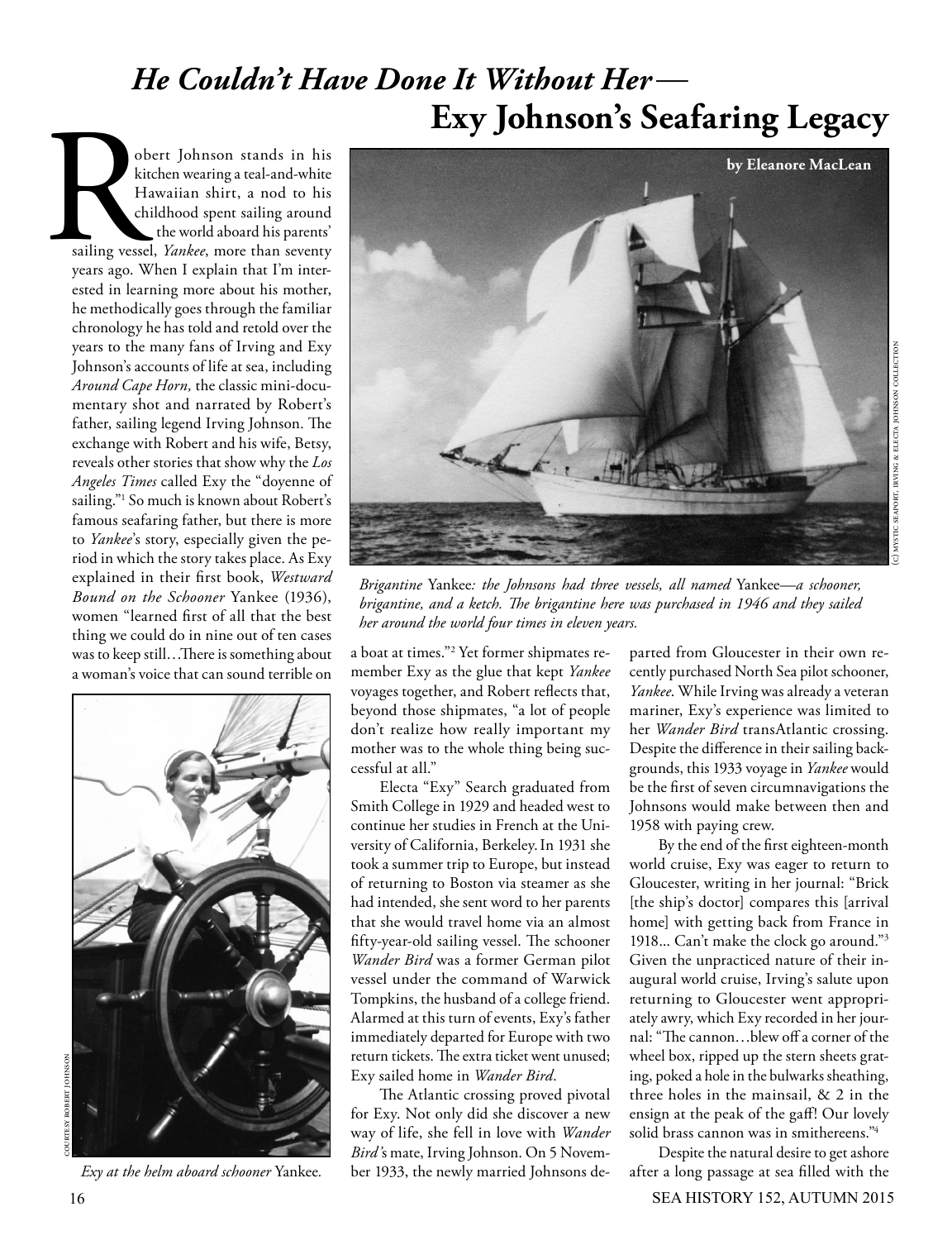# *He Couldn't Have Done It Without Her*— Exy Johnson's Seafaring Legacy

**by Eleanore MacLean**

Robert Johnson stands in his kitchen wearing a teal-and-white Hawaiian shirt, a nod to his childhood spent sailing around the world aboard his parents' sailing vessel, *Yankee*, more than seventy years ago. When I explain that I'm interested in learning more about his mother, he methodically goes through the familiar chronology he has told and retold over the years to the many fans of Irving and Exy Johnson's accounts of life at sea, including *Around Cape Horn,* the classic mini-documentary shot and narrated by Robert's father, sailing legend Irving Johnson. The exchange with Robert and his wife, Betsy, reveals other stories that show why the *Los Angeles Times* called Exy the "doyenne of sailing."[1] So much is known about Robert's famous seafaring father, but there is more to *Yankee*'s story, especially given the period in which the story takes place. As Exy explained in their first book, *Westward Bound on the Schooner* Yankee (1936), women "learned first of all that the best thing we could do in nine out of ten cases was to keep still…There is something about a woman's voice that can sound terrible on a boat at times."[2] Yet former shipmates remember Exy as the glue that kept *Yankee* voyages together, and Robert reflects that, beyond those shipmates, "a lot of people don't realize how really important my mother was to the whole thing being successful at all."

*Brigantine* Yankee*: the Johnsons had three vessels, all named* Yankee*—a schooner, brigantine, and a ketch. The brigantine here was purchased in 1946 and they sailed her around the world four times in eleven years.*

(c) Mystic Seaport, Irving & Electa Johnson Collection

*Exy at the helm aboard schooner* Yankee*.*

Courtesy Robert Johnson

Electa "Exy" Search graduated from Smith College in 1929 and headed west to continue her studies in French at the University of California, Berkeley. In 1931 she took a summer trip to Europe, but instead of returning to Boston via steamer as she had intended, she sent word to her parents that she would travel home via an almost fifty-year-old sailing vessel. The schooner *Wander Bird* was a former German pilot vessel under the command of Warwick Tompkins, the husband of a college friend. Alarmed at this turn of events, Exy's father immediately departed for Europe with two return tickets. The extra ticket went unused; Exy sailed home in *Wander Bird*.

The Atlantic crossing proved pivotal for Exy. Not only did she discover a new way of life, she fell in love with *Wander Bird's* mate, Irving Johnson. On 5 November 1933, the newly married Johnsons departed from Gloucester in their own recently purchased North Sea pilot schooner, *Yankee*. While Irving was already a veteran mariner, Exy's experience was limited to her *Wander Bird* transAtlantic crossing. Despite the difference in their sailing backgrounds, this 1933 voyage in *Yankee* would be the first of seven circumnavigations the Johnsons would make between then and 1958 with paying crew.

By the end of the first eighteen-month world cruise, Exy was eager to return to Gloucester, writing in her journal: "Brick [the ship's doctor] compares this [arrival home] with getting back from France in 1918... Can't make the clock go around."[3] Given the unpracticed nature of their inaugural world cruise, Irving's salute upon returning to Gloucester went appropriately awry, which Exy recorded in her journal: "The cannon…blew off a corner of the wheel box, ripped up the stern sheets grating, poked a hole in the bulwarks sheathing, three holes in the mainsail, & 2 in the ensign at the peak of the gaff! Our lovely solid brass cannon was in smithereens."[4]

Despite the natural desire to get ashore after a long passage at sea filled with the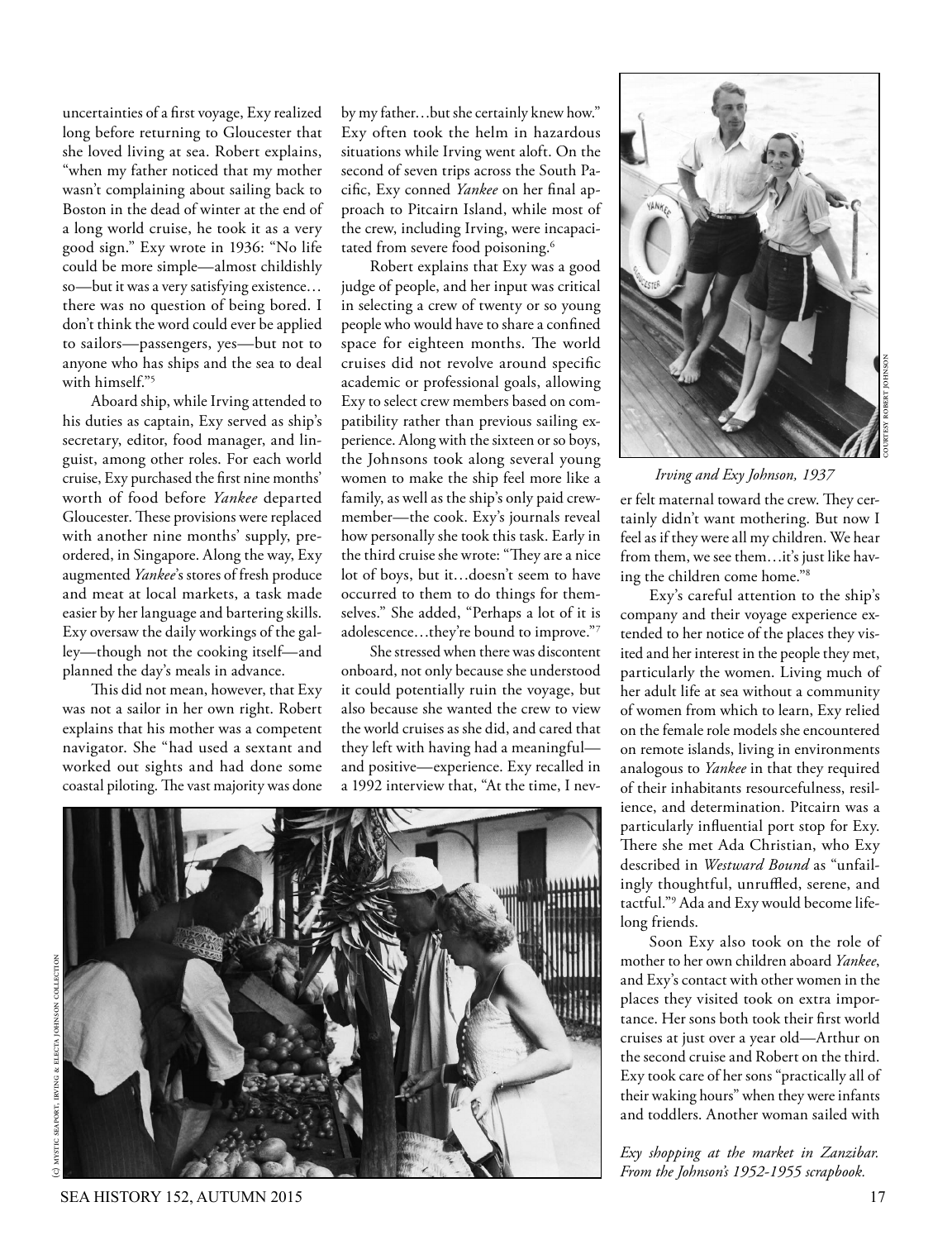uncertainties of a first voyage, Exy realized long before returning to Gloucester that she loved living at sea. Robert explains, "when my father noticed that my mother wasn't complaining about sailing back to Boston in the dead of winter at the end of a long world cruise, he took it as a very good sign." Exy wrote in 1936: "No life could be more simple—almost childishly so—but it was a very satisfying existence… there was no question of being bored. I don't think the word could ever be applied to sailors—passengers, yes—but not to anyone who has ships and the sea to deal with himself."[5]

Aboard ship, while Irving attended to his duties as captain, Exy served as ship's secretary, editor, food manager, and linguist, among other roles. For each world cruise, Exy purchased the first nine months' worth of food before *Yankee* departed Gloucester. These provisions were replaced with another nine months' supply, preordered, in Singapore. Along the way, Exy augmented *Yankee*'s stores of fresh produce and meat at local markets, a task made easier by her language and bartering skills. Exy oversaw the daily workings of the galley—though not the cooking itself—and planned the day's meals in advance.

This did not mean, however, that Exy was not a sailor in her own right. Robert explains that his mother was a competent navigator. She "had used a sextant and worked out sights and had done some coastal piloting. The vast majority was done by my father…but she certainly knew how." Exy often took the helm in hazardous situations while Irving went aloft. On the second of seven trips across the South Pacific, Exy conned *Yankee* on her final approach to Pitcairn Island, while most of the crew, including Irving, were incapacitated from severe food poisoning.[6]

Robert explains that Exy was a good judge of people, and her input was critical in selecting a crew of twenty or so young people who would have to share a confined space for eighteen months. The world cruises did not revolve around specific academic or professional goals, allowing Exy to select crew members based on compatibility rather than previous sailing experience. Along with the sixteen or so boys, the Johnsons took along several young women to make the ship feel more like a family, as well as the ship's only paid crewmember—the cook. Exy's journals reveal how personally she took this task. Early in the third cruise she wrote: "They are a nice lot of boys, but it…doesn't seem to have occurred to them to do things for themselves." She added, "Perhaps a lot of it is adolescence…they're bound to improve."[7]

She stressed when there was discontent onboard, not only because she understood it could potentially ruin the voyage, but also because she wanted the crew to view the world cruises as she did, and cared that they left with having had a meaningful—and positive—experience. Exy recalled in a 1992 interview that, "At the time, I never felt maternal toward the crew. They certainly didn't want mothering. But now I feel as if they were all my children. We hear from them, we see them…it's just like having the children come home."[8]

Exy's careful attention to the ship's company and their voyage experience extended to her notice of the places they visited and her interest in the people they met, particularly the women. Living much of her adult life at sea without a community of women from which to learn, Exy relied on the female role models she encountered on remote islands, living in environments analogous to *Yankee* in that they required of their inhabitants resourcefulness, resilience, and determination. Pitcairn was a particularly influential port stop for Exy. There she met Ada Christian, who Exy described in *Westward Bound* as "unfailingly thoughtful, unruffled, serene, and tactful."[9] Ada and Exy would become lifelong friends.

Soon Exy also took on the role of mother to her own children aboard *Yankee*, and Exy's contact with other women in the places they visited took on extra importance. Her sons both took their first world cruises at just over a year old—Arthur on the second cruise and Robert on the third. Exy took care of her sons "practically all of their waking hours" when they were infants and toddlers. Another woman sailed with

COURTESY ROBERT JOHNSON

*Irving and Exy Johnson, 1937*

(c) MYSTIC SEAPORT, IRVING & ELECTA JOHNSON COLLECTION

*Exy shopping at the market in Zanzibar. From the Johnson's 1952-1955 scrapbook.*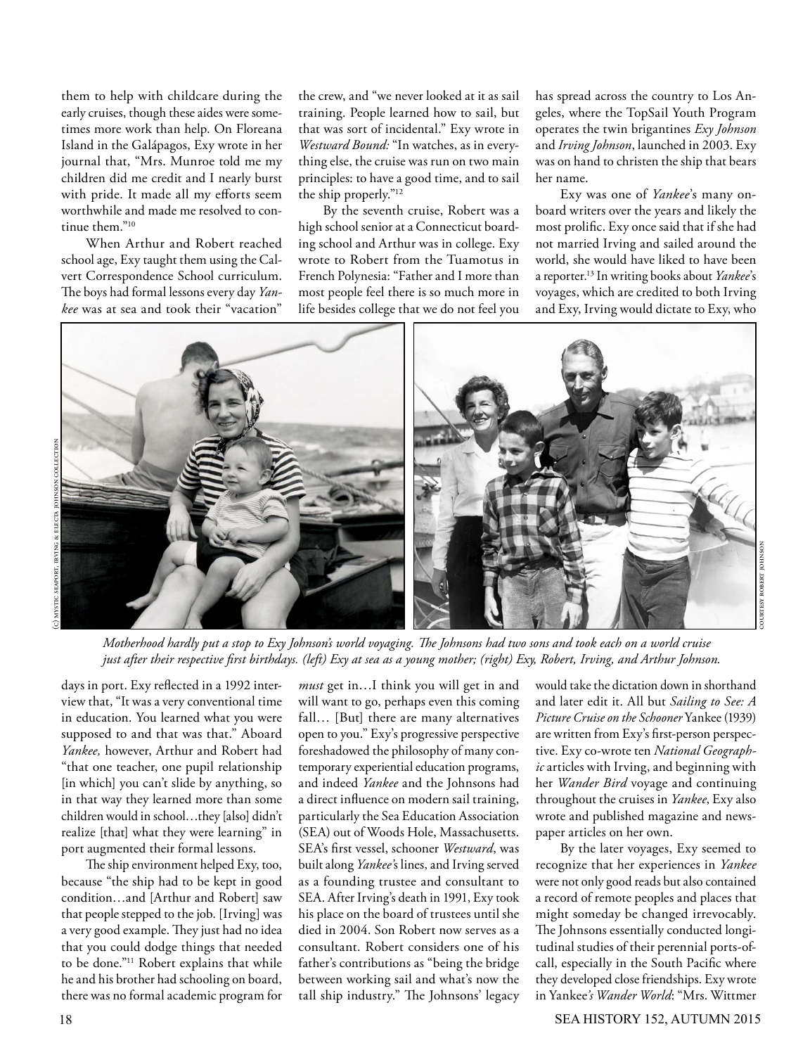them to help with childcare during the early cruises, though these aides were sometimes more work than help. On Floreana Island in the Galápagos, Exy wrote in her journal that, "Mrs. Munroe told me my children did me credit and I nearly burst with pride. It made all my efforts seem worthwhile and made me resolved to continue them."[10]

When Arthur and Robert reached school age, Exy taught them using the Calvert Correspondence School curriculum. The boys had formal lessons every day *Yankee* was at sea and took their "vacation" days in port. Exy reflected in a 1992 interview that, "It was a very conventional time in education. You learned what you were supposed to and that was that." Aboard *Yankee,* however, Arthur and Robert had "that one teacher, one pupil relationship [in which] you can't slide by anything, so in that way they learned more than some children would in school…they [also] didn't realize [that] what they were learning" in port augmented their formal lessons.

The ship environment helped Exy, too, because "the ship had to be kept in good condition…and [Arthur and Robert] saw that people stepped to the job. [Irving] was a very good example. They just had no idea that you could dodge things that needed to be done."[11] Robert explains that while he and his brother had schooling on board, there was no formal academic program for the crew, and "we never looked at it as sail training. People learned how to sail, but that was sort of incidental." Exy wrote in *Westward Bound:* "In watches, as in everything else, the cruise was run on two main principles: to have a good time, and to sail the ship properly."[12]

By the seventh cruise, Robert was a high school senior at a Connecticut boarding school and Arthur was in college. Exy wrote to Robert from the Tuamotus in French Polynesia: "Father and I more than most people feel there is so much more in life besides college that we do not feel you *must* get in…I think you will get in and will want to go, perhaps even this coming fall… [But] there are many alternatives open to you." Exy's progressive perspective foreshadowed the philosophy of many contemporary experiential education programs, and indeed *Yankee* and the Johnsons had a direct influence on modern sail training, particularly the Sea Education Association (SEA) out of Woods Hole, Massachusetts. SEA's first vessel, schooner *Westward*, was built along *Yankee's* lines, and Irving served as a founding trustee and consultant to SEA. After Irving's death in 1991, Exy took his place on the board of trustees until she died in 2004. Son Robert now serves as a consultant. Robert considers one of his father's contributions as "being the bridge between working sail and what's now the tall ship industry." The Johnsons' legacy has spread across the country to Los Angeles, where the TopSail Youth Program operates the twin brigantines *Exy Johnson* and *Irving Johnson*, launched in 2003. Exy was on hand to christen the ship that bears her name.

Exy was one of *Yankee*'s many onboard writers over the years and likely the most prolific. Exy once said that if she had not married Irving and sailed around the world, she would have liked to have been a reporter.[13] In writing books about *Yankee*'s voyages, which are credited to both Irving and Exy, Irving would dictate to Exy, who would take the dictation down in shorthand and later edit it. All but *Sailing to See: A Picture Cruise on the Schooner* Yankee (1939) are written from Exy's first-person perspective. Exy co-wrote ten *National Geographic* articles with Irving, and beginning with her *Wander Bird* voyage and continuing throughout the cruises in *Yankee*, Exy also wrote and published magazine and newspaper articles on her own.

(c) Mystic Seaport, Irving & Electa Johnson Collection

Courtesy Robert Johnson

*Motherhood hardly put a stop to Exy Johnson's world voyaging. The Johnsons had two sons and took each on a world cruise just after their respective first birthdays. (left) Exy at sea as a young mother; (right) Exy, Robert, Irving, and Arthur Johnson.*

By the later voyages, Exy seemed to recognize that her experiences in *Yankee* were not only good reads but also contained a record of remote peoples and places that might someday be changed irrevocably. The Johnsons essentially conducted longitudinal studies of their perennial ports-of-call, especially in the South Pacific where they developed close friendships. Exy wrote in Yankee*'s Wander World*: "Mrs. Wittmer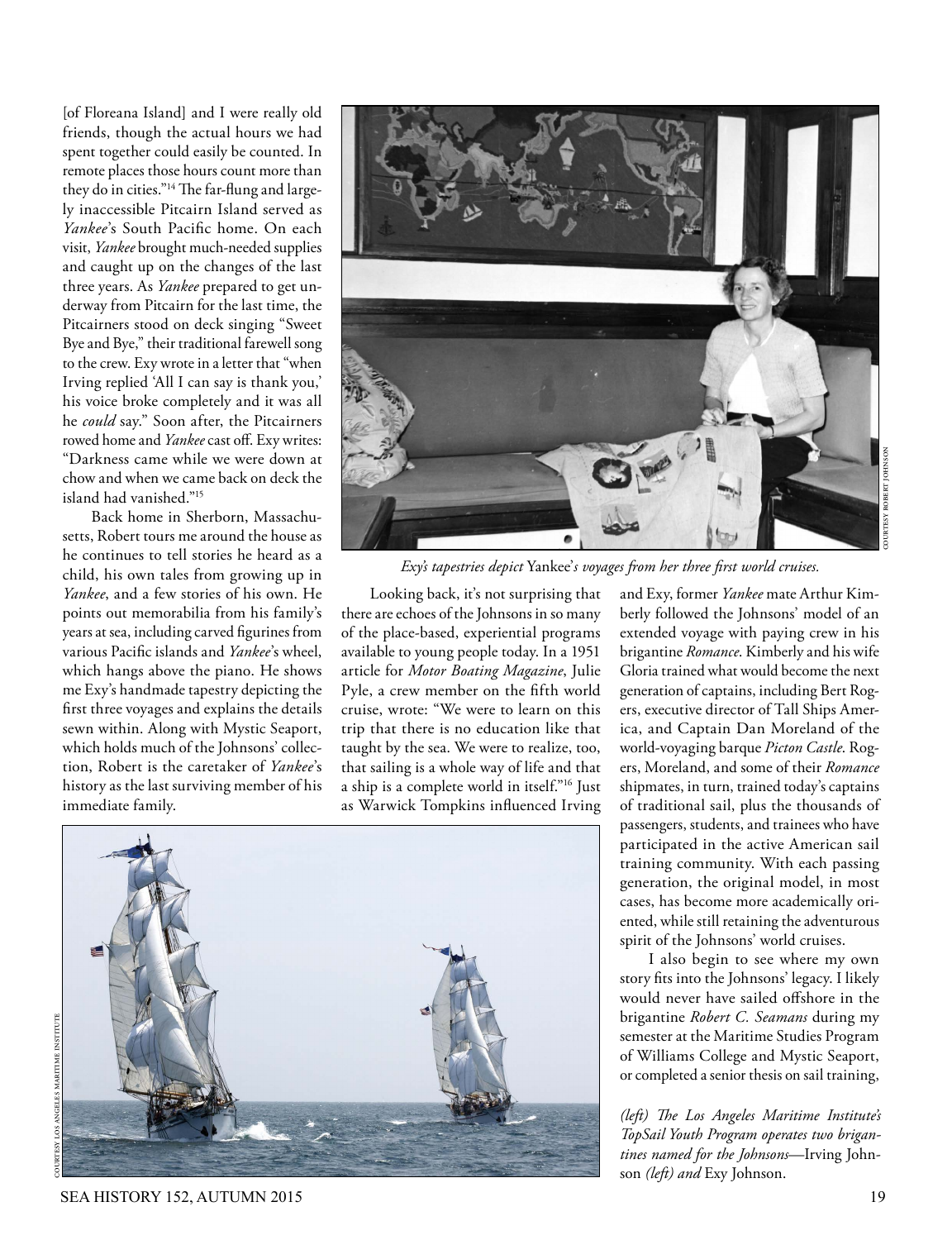[of Floreana Island] and I were really old friends, though the actual hours we had spent together could easily be counted. In remote places those hours count more than they do in cities."[14] The far-flung and largely inaccessible Pitcairn Island served as *Yankee*'s South Pacific home. On each visit, *Yankee* brought much-needed supplies and caught up on the changes of the last three years. As *Yankee* prepared to get underway from Pitcairn for the last time, the Pitcairners stood on deck singing "Sweet Bye and Bye," their traditional farewell song to the crew. Exy wrote in a letter that "when Irving replied 'All I can say is thank you,' his voice broke completely and it was all he *could* say." Soon after, the Pitcairners rowed home and *Yankee* cast off. Exy writes: "Darkness came while we were down at chow and when we came back on deck the island had vanished."[15]

Back home in Sherborn, Massachusetts, Robert tours me around the house as he continues to tell stories he heard as a child, his own tales from growing up in *Yankee*, and a few stories of his own. He points out memorabilia from his family's years at sea, including carved figurines from various Pacific islands and *Yankee*'s wheel, which hangs above the piano. He shows me Exy's handmade tapestry depicting the first three voyages and explains the details sewn within. Along with Mystic Seaport, which holds much of the Johnsons' collection, Robert is the caretaker of *Yankee*'s history as the last surviving member of his immediate family.

COURTESY ROBERT JOHNSON

*Exy's tapestries depict* Yankee*'s voyages from her three first world cruises.*

Looking back, it's not surprising that there are echoes of the Johnsons in so many of the place-based, experiential programs available to young people today. In a 1951 article for *Motor Boating Magazine*, Julie Pyle, a crew member on the fifth world cruise, wrote: "We were to learn on this trip that there is no education like that taught by the sea. We were to realize, too, that sailing is a whole way of life and that a ship is a complete world in itself."[16] Just as Warwick Tompkins influenced Irving and Exy, former *Yankee* mate Arthur Kimberly followed the Johnsons' model of an extended voyage with paying crew in his brigantine *Romance*. Kimberly and his wife Gloria trained what would become the next generation of captains, including Bert Rogers, executive director of Tall Ships America, and Captain Dan Moreland of the world-voyaging barque *Picton Castle*. Rogers, Moreland, and some of their *Romance* shipmates, in turn, trained today's captains of traditional sail, plus the thousands of passengers, students, and trainees who have participated in the active American sail training community. With each passing generation, the original model, in most cases, has become more academically oriented, while still retaining the adventurous spirit of the Johnsons' world cruises.

I also begin to see where my own story fits into the Johnsons' legacy. I likely would never have sailed offshore in the brigantine *Robert C. Seamans* during my semester at the Maritime Studies Program of Williams College and Mystic Seaport, or completed a senior thesis on sail training,

COURTESY LOS ANGELES MARITIME INSTITUTE

*(left) The Los Angeles Maritime Institute's TopSail Youth Program operates two brigantines named for the Johnsons*—Irving Johnson *(left) and* Exy Johnson.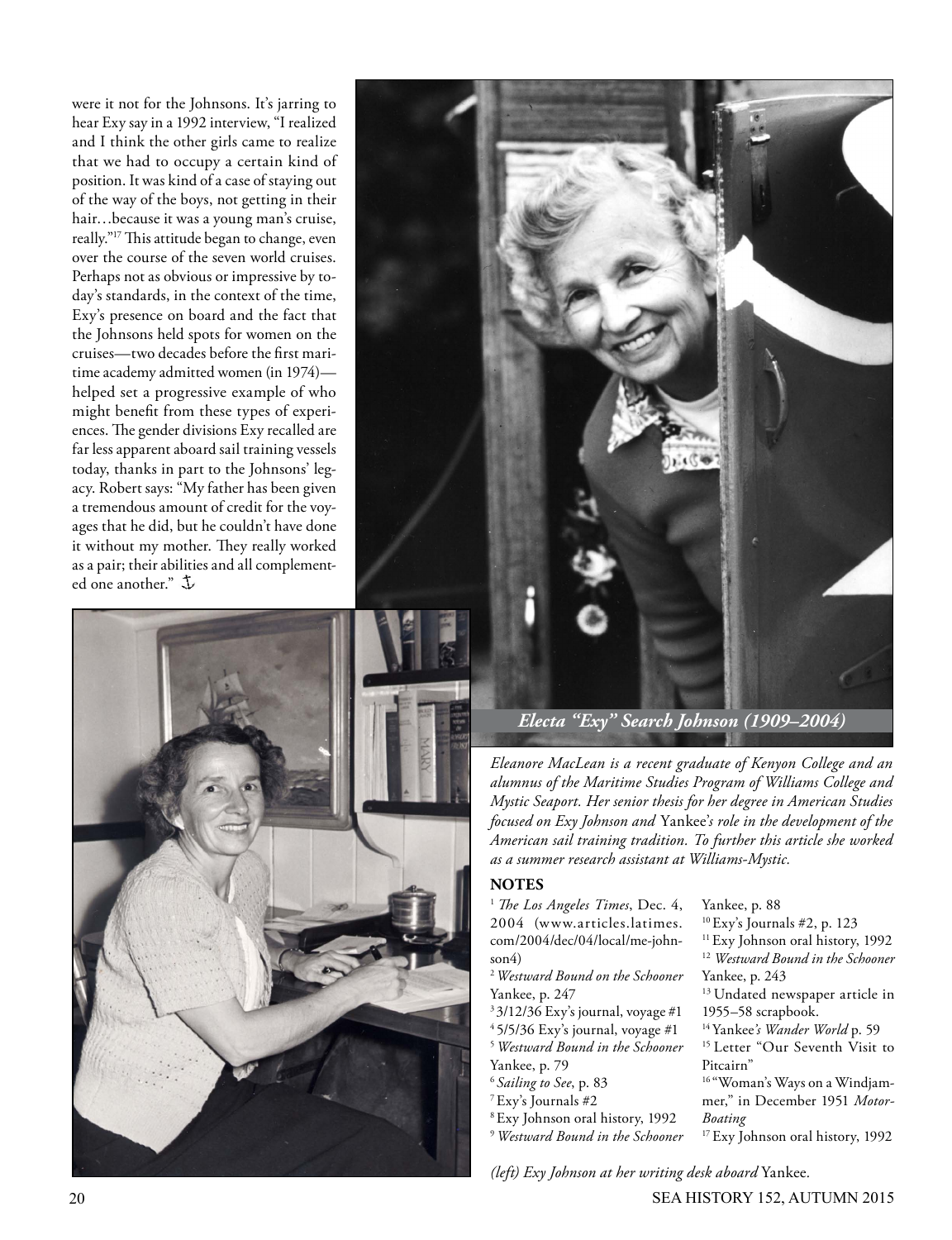were it not for the Johnsons. It's jarring to hear Exy say in a 1992 interview, "I realized and I think the other girls came to realize that we had to occupy a certain kind of position. It was kind of a case of staying out of the way of the boys, not getting in their hair…because it was a young man's cruise, really."[17] This attitude began to change, even over the course of the seven world cruises. Perhaps not as obvious or impressive by today's standards, in the context of the time, Exy's presence on board and the fact that the Johnsons held spots for women on the cruises—two decades before the first maritime academy admitted women (in 1974)—helped set a progressive example of who might benefit from these types of experiences. The gender divisions Exy recalled are far less apparent aboard sail training vessels today, thanks in part to the Johnsons' legacy. Robert says: "My father has been given a tremendous amount of credit for the voyages that he did, but he couldn't have done it without my mother. They really worked as a pair; their abilities and all complemented one another." ⚓

*Electa "Exy" Search Johnson (1909–2004)*

*Eleanore MacLean is a recent graduate of Kenyon College and an alumnus of the Maritime Studies Program of Williams College and Mystic Seaport. Her senior thesis for her degree in American Studies focused on Exy Johnson and* Yankee*'s role in the development of the American sail training tradition. To further this article she worked as a summer research assistant at Williams-Mystic.*

## NOTES

[1] *The Los Angeles Times*, Dec. 4, 2004 (www.articles.latimes.com/2004/dec/04/local/me-johnson4)
[2] *Westward Bound on the Schooner* Yankee, p. 247
[3] 3/12/36 Exy's journal, voyage #1
[4] 5/5/36 Exy's journal, voyage #1
[5] *Westward Bound in the Schooner* Yankee, p. 79
[6] *Sailing to See*, p. 83
[7] Exy's Journals #2
[8] Exy Johnson oral history, 1992
[9] *Westward Bound in the Schooner* Yankee, p. 88
[10] Exy's Journals #2, p. 123
[11] Exy Johnson oral history, 1992
[12] *Westward Bound in the Schooner* Yankee, p. 243
[13] Undated newspaper article in 1955–58 scrapbook.
[14] Yankee*'s Wander World* p. 59
[15] Letter "Our Seventh Visit to Pitcairn"
[16] "Woman's Ways on a Windjammer," in December 1951 *Motor-Boating*
[17] Exy Johnson oral history, 1992

*(left) Exy Johnson at her writing desk aboard* Yankee.